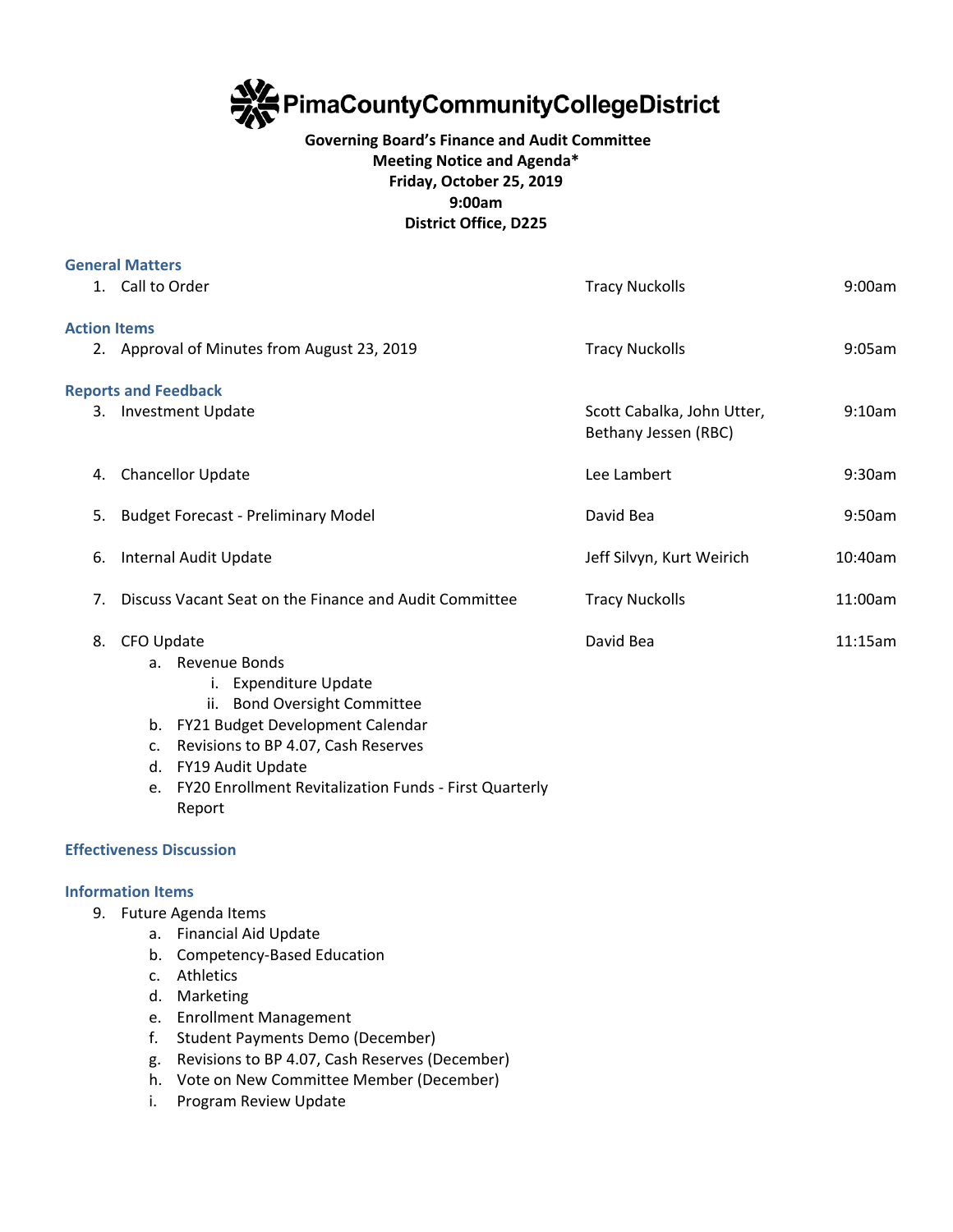# PimaCountyCommunityCollegeDistrict

**Governing Board's Finance and Audit Committee**
**Meeting Notice and Agenda***
**Friday, October 25, 2019**
**9:00am**
**District Office, D225**

### General Matters

| | | |
|---|---|---|
| 1. Call to Order | Tracy Nuckolls | 9:00am |

### Action Items

| | | |
|---|---|---|
| 2. Approval of Minutes from August 23, 2019 | Tracy Nuckolls | 9:05am |

### Reports and Feedback

| | | |
|---|---|---|
| 3. Investment Update | Scott Cabalka, John Utter, Bethany Jessen (RBC) | 9:10am |
| 4. Chancellor Update | Lee Lambert | 9:30am |
| 5. Budget Forecast - Preliminary Model | David Bea | 9:50am |
| 6. Internal Audit Update | Jeff Silvyn, Kurt Weirich | 10:40am |
| 7. Discuss Vacant Seat on the Finance and Audit Committee | Tracy Nuckolls | 11:00am |
| 8. CFO Update | David Bea | 11:15am |

8. CFO Update
   - a. Revenue Bonds
     - i. Expenditure Update
     - ii. Bond Oversight Committee
   - b. FY21 Budget Development Calendar
   - c. Revisions to BP 4.07, Cash Reserves
   - d. FY19 Audit Update
   - e. FY20 Enrollment Revitalization Funds - First Quarterly Report

### Effectiveness Discussion

### Information Items

9. Future Agenda Items
   - a. Financial Aid Update
   - b. Competency-Based Education
   - c. Athletics
   - d. Marketing
   - e. Enrollment Management
   - f. Student Payments Demo (December)
   - g. Revisions to BP 4.07, Cash Reserves (December)
   - h. Vote on New Committee Member (December)
   - i. Program Review Update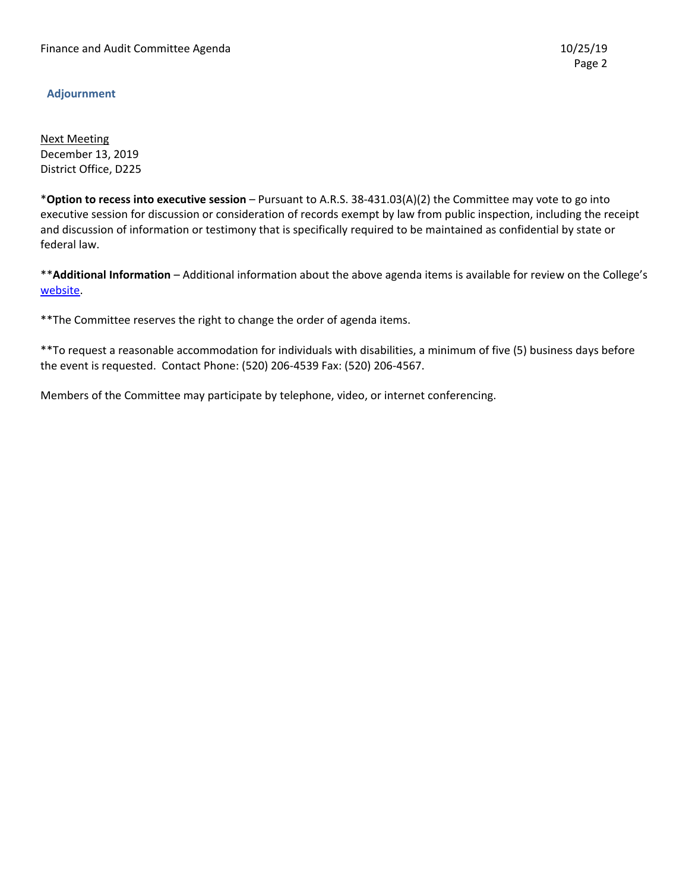## Adjournment

Next Meeting
December 13, 2019
District Office, D225

***Option to recess into executive session** – Pursuant to A.R.S. 38-431.03(A)(2) the Committee may vote to go into executive session for discussion or consideration of records exempt by law from public inspection, including the receipt and discussion of information or testimony that is specifically required to be maintained as confidential by state or federal law.

****Additional Information** – Additional information about the above agenda items is available for review on the College's website.

**The Committee reserves the right to change the order of agenda items.

**To request a reasonable accommodation for individuals with disabilities, a minimum of five (5) business days before the event is requested. Contact Phone: (520) 206-4539 Fax: (520) 206-4567.

Members of the Committee may participate by telephone, video, or internet conferencing.